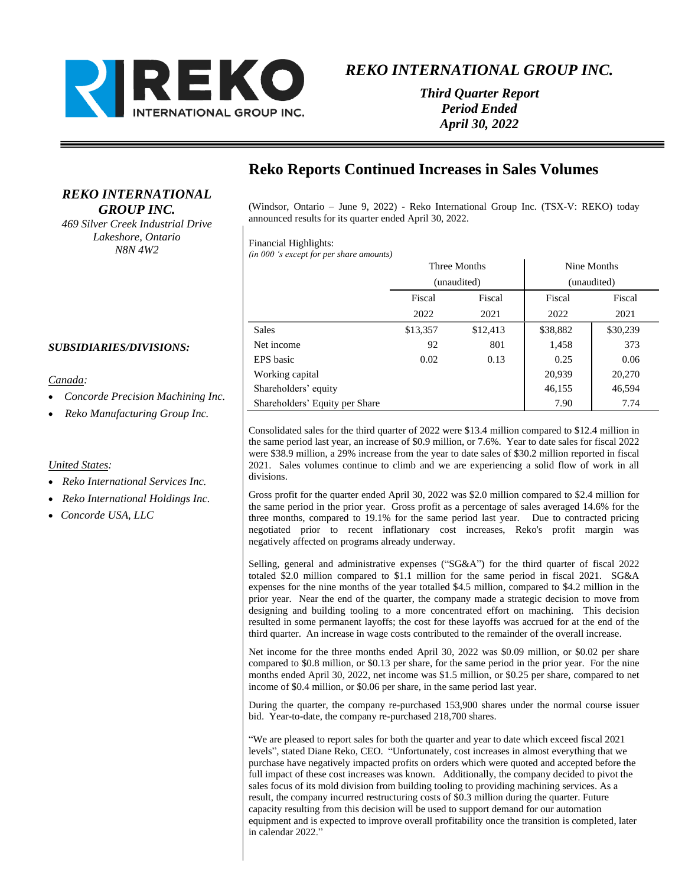# REKO INTERNATIONAL GROUP INC.

***Third Quarter Report***
***Period Ended***
***April 30, 2022***

## Reko Reports Continued Increases in Sales Volumes

***REKO INTERNATIONAL GROUP INC.***
*469 Silver Creek Industrial Drive*
*Lakeshore, Ontario*
*N8N 4W2*

***SUBSIDIARIES/DIVISIONS:***

*Canada:*

- *Concorde Precision Machining Inc.*
- *Reko Manufacturing Group Inc.*

*United States:*

- *Reko International Services Inc.*
- *Reko International Holdings Inc.*
- *Concorde USA, LLC*

(Windsor, Ontario – June 9, 2022) - Reko International Group Inc. (TSX-V: REKO) today announced results for its quarter ended April 30, 2022.

Financial Highlights:
*(in 000 's except for per share amounts)*

| | Three Months (unaudited) | | Nine Months (unaudited) | |
|---|---|---|---|---|
| | Fiscal 2022 | Fiscal 2021 | Fiscal 2022 | Fiscal 2021 |
| Sales | $13,357 | $12,413 | $38,882 | $30,239 |
| Net income | 92 | 801 | 1,458 | 373 |
| EPS basic | 0.02 | 0.13 | 0.25 | 0.06 |
| Working capital | | | 20,939 | 20,270 |
| Shareholders' equity | | | 46,155 | 46,594 |
| Shareholders' Equity per Share | | | 7.90 | 7.74 |

Consolidated sales for the third quarter of 2022 were $13.4 million compared to $12.4 million in the same period last year, an increase of $0.9 million, or 7.6%. Year to date sales for fiscal 2022 were $38.9 million, a 29% increase from the year to date sales of $30.2 million reported in fiscal 2021. Sales volumes continue to climb and we are experiencing a solid flow of work in all divisions.

Gross profit for the quarter ended April 30, 2022 was $2.0 million compared to $2.4 million for the same period in the prior year. Gross profit as a percentage of sales averaged 14.6% for the three months, compared to 19.1% for the same period last year. Due to contracted pricing negotiated prior to recent inflationary cost increases, Reko's profit margin was negatively affected on programs already underway.

Selling, general and administrative expenses ("SG&A") for the third quarter of fiscal 2022 totaled $2.0 million compared to $1.1 million for the same period in fiscal 2021. SG&A expenses for the nine months of the year totalled $4.5 million, compared to $4.2 million in the prior year. Near the end of the quarter, the company made a strategic decision to move from designing and building tooling to a more concentrated effort on machining. This decision resulted in some permanent layoffs; the cost for these layoffs was accrued for at the end of the third quarter. An increase in wage costs contributed to the remainder of the overall increase.

Net income for the three months ended April 30, 2022 was $0.09 million, or $0.02 per share compared to $0.8 million, or $0.13 per share, for the same period in the prior year. For the nine months ended April 30, 2022, net income was $1.5 million, or $0.25 per share, compared to net income of $0.4 million, or $0.06 per share, in the same period last year.

During the quarter, the company re-purchased 153,900 shares under the normal course issuer bid. Year-to-date, the company re-purchased 218,700 shares.

"We are pleased to report sales for both the quarter and year to date which exceed fiscal 2021 levels", stated Diane Reko, CEO. "Unfortunately, cost increases in almost everything that we purchase have negatively impacted profits on orders which were quoted and accepted before the full impact of these cost increases was known. Additionally, the company decided to pivot the sales focus of its mold division from building tooling to providing machining services. As a result, the company incurred restructuring costs of $0.3 million during the quarter. Future capacity resulting from this decision will be used to support demand for our automation equipment and is expected to improve overall profitability once the transition is completed, later in calendar 2022."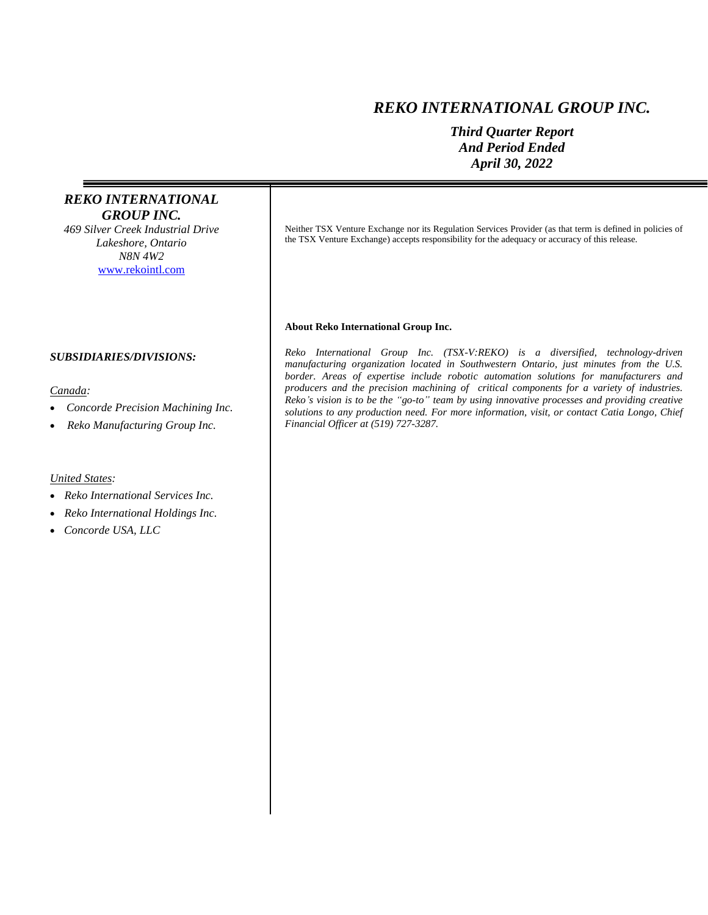# *REKO INTERNATIONAL GROUP INC.*

***Third Quarter Report***
***And Period Ended***
***April 30, 2022***

***REKO INTERNATIONAL GROUP INC.***

*469 Silver Creek Industrial Drive*
*Lakeshore, Ontario*
*N8N 4W2*
[www.rekointl.com](http://www.rekointl.com)

***SUBSIDIARIES/DIVISIONS:***

*Canada:*

- *Concorde Precision Machining Inc.*
- *Reko Manufacturing Group Inc.*

*United States:*

- *Reko International Services Inc.*
- *Reko International Holdings Inc.*
- *Concorde USA, LLC*

Neither TSX Venture Exchange nor its Regulation Services Provider (as that term is defined in policies of the TSX Venture Exchange) accepts responsibility for the adequacy or accuracy of this release.

**About Reko International Group Inc.**

*Reko International Group Inc. (TSX-V:REKO) is a diversified, technology-driven manufacturing organization located in Southwestern Ontario, just minutes from the U.S. border. Areas of expertise include robotic automation solutions for manufacturers and producers and the precision machining of critical components for a variety of industries. Reko's vision is to be the "go-to" team by using innovative processes and providing creative solutions to any production need. For more information, visit, or contact Catia Longo, Chief Financial Officer at (519) 727-3287.*